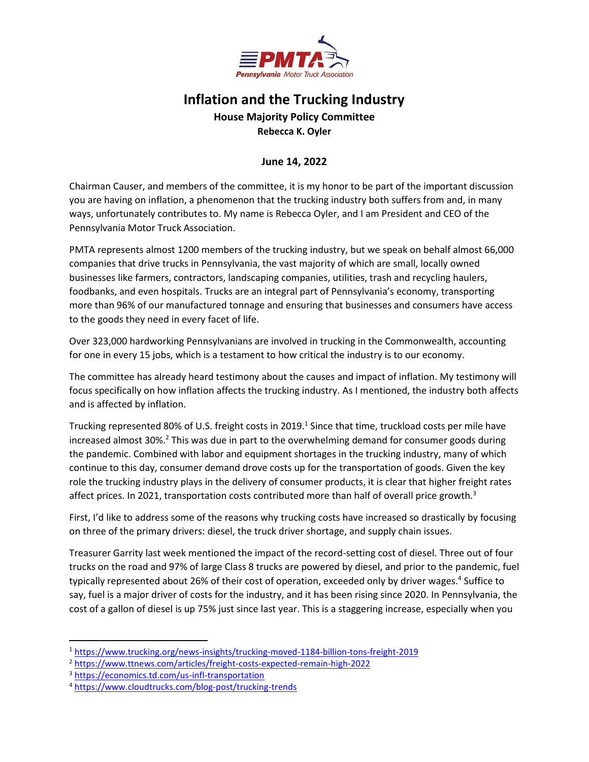# Inflation and the Trucking Industry

**House Majority Policy Committee**
**Rebecca K. Oyler**

**June 14, 2022**

Chairman Causer, and members of the committee, it is my honor to be part of the important discussion you are having on inflation, a phenomenon that the trucking industry both suffers from and, in many ways, unfortunately contributes to. My name is Rebecca Oyler, and I am President and CEO of the Pennsylvania Motor Truck Association.

PMTA represents almost 1200 members of the trucking industry, but we speak on behalf almost 66,000 companies that drive trucks in Pennsylvania, the vast majority of which are small, locally owned businesses like farmers, contractors, landscaping companies, utilities, trash and recycling haulers, foodbanks, and even hospitals. Trucks are an integral part of Pennsylvania's economy, transporting more than 96% of our manufactured tonnage and ensuring that businesses and consumers have access to the goods they need in every facet of life.

Over 323,000 hardworking Pennsylvanians are involved in trucking in the Commonwealth, accounting for one in every 15 jobs, which is a testament to how critical the industry is to our economy.

The committee has already heard testimony about the causes and impact of inflation. My testimony will focus specifically on how inflation affects the trucking industry. As I mentioned, the industry both affects and is affected by inflation.

Trucking represented 80% of U.S. freight costs in 2019.[1] Since that time, truckload costs per mile have increased almost 30%.[2] This was due in part to the overwhelming demand for consumer goods during the pandemic. Combined with labor and equipment shortages in the trucking industry, many of which continue to this day, consumer demand drove costs up for the transportation of goods. Given the key role the trucking industry plays in the delivery of consumer products, it is clear that higher freight rates affect prices. In 2021, transportation costs contributed more than half of overall price growth.[3]

First, I'd like to address some of the reasons why trucking costs have increased so drastically by focusing on three of the primary drivers: diesel, the truck driver shortage, and supply chain issues.

Treasurer Garrity last week mentioned the impact of the record-setting cost of diesel. Three out of four trucks on the road and 97% of large Class 8 trucks are powered by diesel, and prior to the pandemic, fuel typically represented about 26% of their cost of operation, exceeded only by driver wages.[4] Suffice to say, fuel is a major driver of costs for the industry, and it has been rising since 2020. In Pennsylvania, the cost of a gallon of diesel is up 75% just since last year. This is a staggering increase, especially when you

---

[1] https://www.trucking.org/news-insights/trucking-moved-1184-billion-tons-freight-2019
[2] https://www.ttnews.com/articles/freight-costs-expected-remain-high-2022
[3] https://economics.td.com/us-infl-transportation
[4] https://www.cloudtrucks.com/blog-post/trucking-trends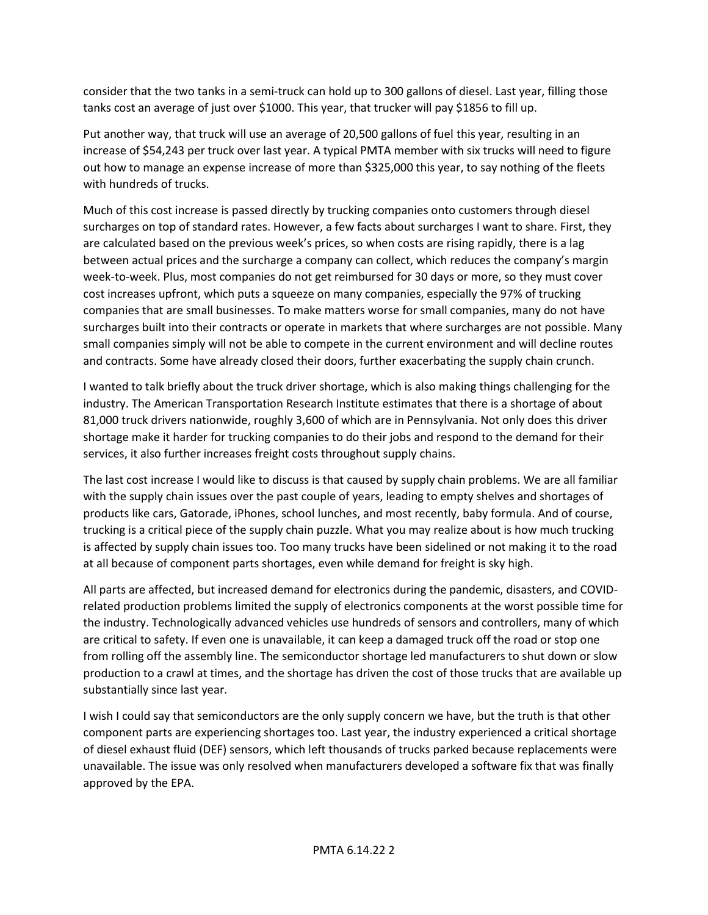consider that the two tanks in a semi-truck can hold up to 300 gallons of diesel. Last year, filling those tanks cost an average of just over $1000. This year, that trucker will pay $1856 to fill up.

Put another way, that truck will use an average of 20,500 gallons of fuel this year, resulting in an increase of $54,243 per truck over last year. A typical PMTA member with six trucks will need to figure out how to manage an expense increase of more than $325,000 this year, to say nothing of the fleets with hundreds of trucks.

Much of this cost increase is passed directly by trucking companies onto customers through diesel surcharges on top of standard rates. However, a few facts about surcharges I want to share. First, they are calculated based on the previous week's prices, so when costs are rising rapidly, there is a lag between actual prices and the surcharge a company can collect, which reduces the company's margin week-to-week. Plus, most companies do not get reimbursed for 30 days or more, so they must cover cost increases upfront, which puts a squeeze on many companies, especially the 97% of trucking companies that are small businesses. To make matters worse for small companies, many do not have surcharges built into their contracts or operate in markets that where surcharges are not possible. Many small companies simply will not be able to compete in the current environment and will decline routes and contracts. Some have already closed their doors, further exacerbating the supply chain crunch.

I wanted to talk briefly about the truck driver shortage, which is also making things challenging for the industry. The American Transportation Research Institute estimates that there is a shortage of about 81,000 truck drivers nationwide, roughly 3,600 of which are in Pennsylvania. Not only does this driver shortage make it harder for trucking companies to do their jobs and respond to the demand for their services, it also further increases freight costs throughout supply chains.

The last cost increase I would like to discuss is that caused by supply chain problems. We are all familiar with the supply chain issues over the past couple of years, leading to empty shelves and shortages of products like cars, Gatorade, iPhones, school lunches, and most recently, baby formula. And of course, trucking is a critical piece of the supply chain puzzle. What you may realize about is how much trucking is affected by supply chain issues too. Too many trucks have been sidelined or not making it to the road at all because of component parts shortages, even while demand for freight is sky high.

All parts are affected, but increased demand for electronics during the pandemic, disasters, and COVID-related production problems limited the supply of electronics components at the worst possible time for the industry. Technologically advanced vehicles use hundreds of sensors and controllers, many of which are critical to safety. If even one is unavailable, it can keep a damaged truck off the road or stop one from rolling off the assembly line. The semiconductor shortage led manufacturers to shut down or slow production to a crawl at times, and the shortage has driven the cost of those trucks that are available up substantially since last year.

I wish I could say that semiconductors are the only supply concern we have, but the truth is that other component parts are experiencing shortages too. Last year, the industry experienced a critical shortage of diesel exhaust fluid (DEF) sensors, which left thousands of trucks parked because replacements were unavailable. The issue was only resolved when manufacturers developed a software fix that was finally approved by the EPA.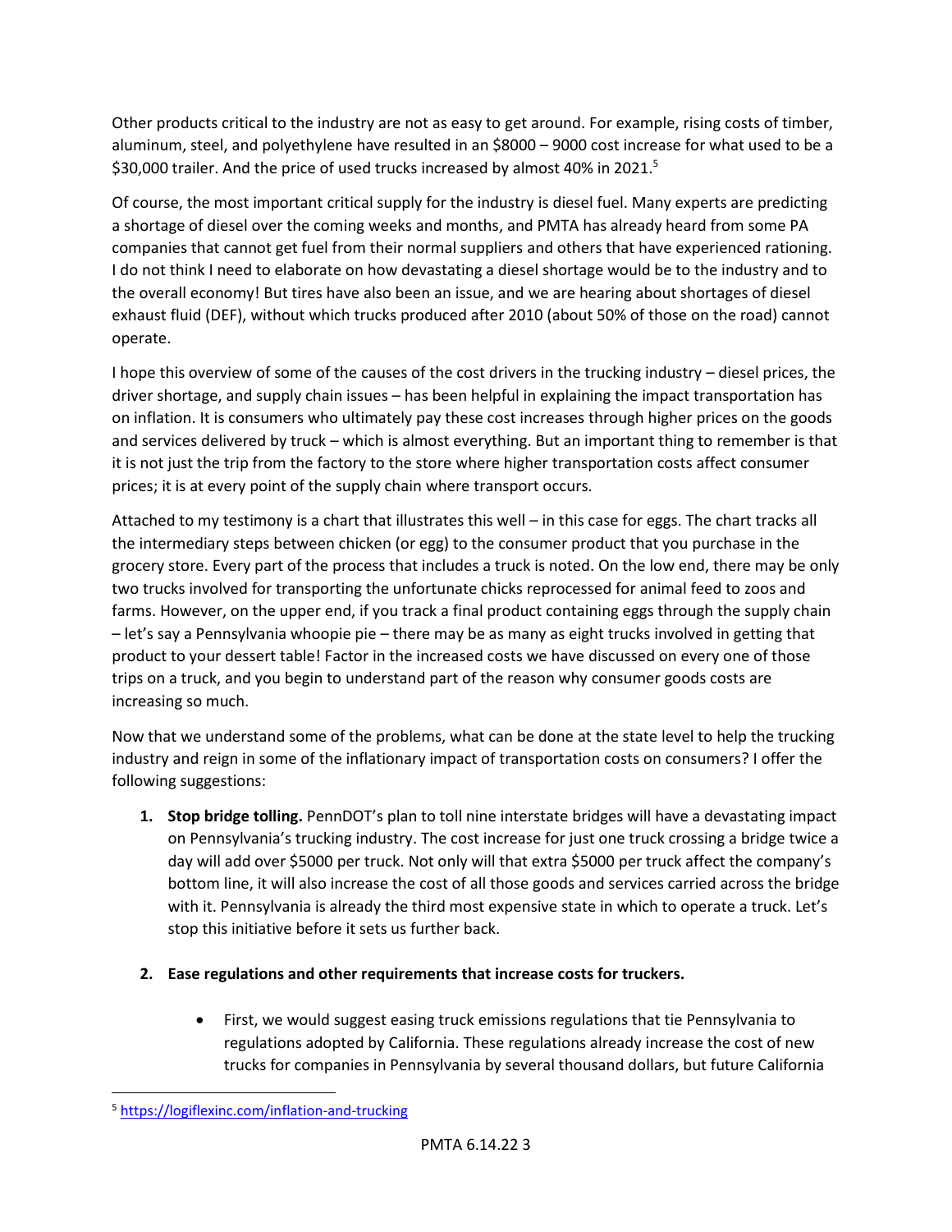Other products critical to the industry are not as easy to get around. For example, rising costs of timber, aluminum, steel, and polyethylene have resulted in an $8000 – 9000 cost increase for what used to be a $30,000 trailer. And the price of used trucks increased by almost 40% in 2021.[5]

Of course, the most important critical supply for the industry is diesel fuel. Many experts are predicting a shortage of diesel over the coming weeks and months, and PMTA has already heard from some PA companies that cannot get fuel from their normal suppliers and others that have experienced rationing. I do not think I need to elaborate on how devastating a diesel shortage would be to the industry and to the overall economy! But tires have also been an issue, and we are hearing about shortages of diesel exhaust fluid (DEF), without which trucks produced after 2010 (about 50% of those on the road) cannot operate.

I hope this overview of some of the causes of the cost drivers in the trucking industry – diesel prices, the driver shortage, and supply chain issues – has been helpful in explaining the impact transportation has on inflation. It is consumers who ultimately pay these cost increases through higher prices on the goods and services delivered by truck – which is almost everything. But an important thing to remember is that it is not just the trip from the factory to the store where higher transportation costs affect consumer prices; it is at every point of the supply chain where transport occurs.

Attached to my testimony is a chart that illustrates this well – in this case for eggs. The chart tracks all the intermediary steps between chicken (or egg) to the consumer product that you purchase in the grocery store. Every part of the process that includes a truck is noted. On the low end, there may be only two trucks involved for transporting the unfortunate chicks reprocessed for animal feed to zoos and farms. However, on the upper end, if you track a final product containing eggs through the supply chain – let's say a Pennsylvania whoopie pie – there may be as many as eight trucks involved in getting that product to your dessert table! Factor in the increased costs we have discussed on every one of those trips on a truck, and you begin to understand part of the reason why consumer goods costs are increasing so much.

Now that we understand some of the problems, what can be done at the state level to help the trucking industry and reign in some of the inflationary impact of transportation costs on consumers? I offer the following suggestions:

1. **Stop bridge tolling.** PennDOT's plan to toll nine interstate bridges will have a devastating impact on Pennsylvania's trucking industry. The cost increase for just one truck crossing a bridge twice a day will add over $5000 per truck. Not only will that extra $5000 per truck affect the company's bottom line, it will also increase the cost of all those goods and services carried across the bridge with it. Pennsylvania is already the third most expensive state in which to operate a truck. Let's stop this initiative before it sets us further back.

2. **Ease regulations and other requirements that increase costs for truckers.**

    - First, we would suggest easing truck emissions regulations that tie Pennsylvania to regulations adopted by California. These regulations already increase the cost of new trucks for companies in Pennsylvania by several thousand dollars, but future California

---

[5] https://logiflexinc.com/inflation-and-trucking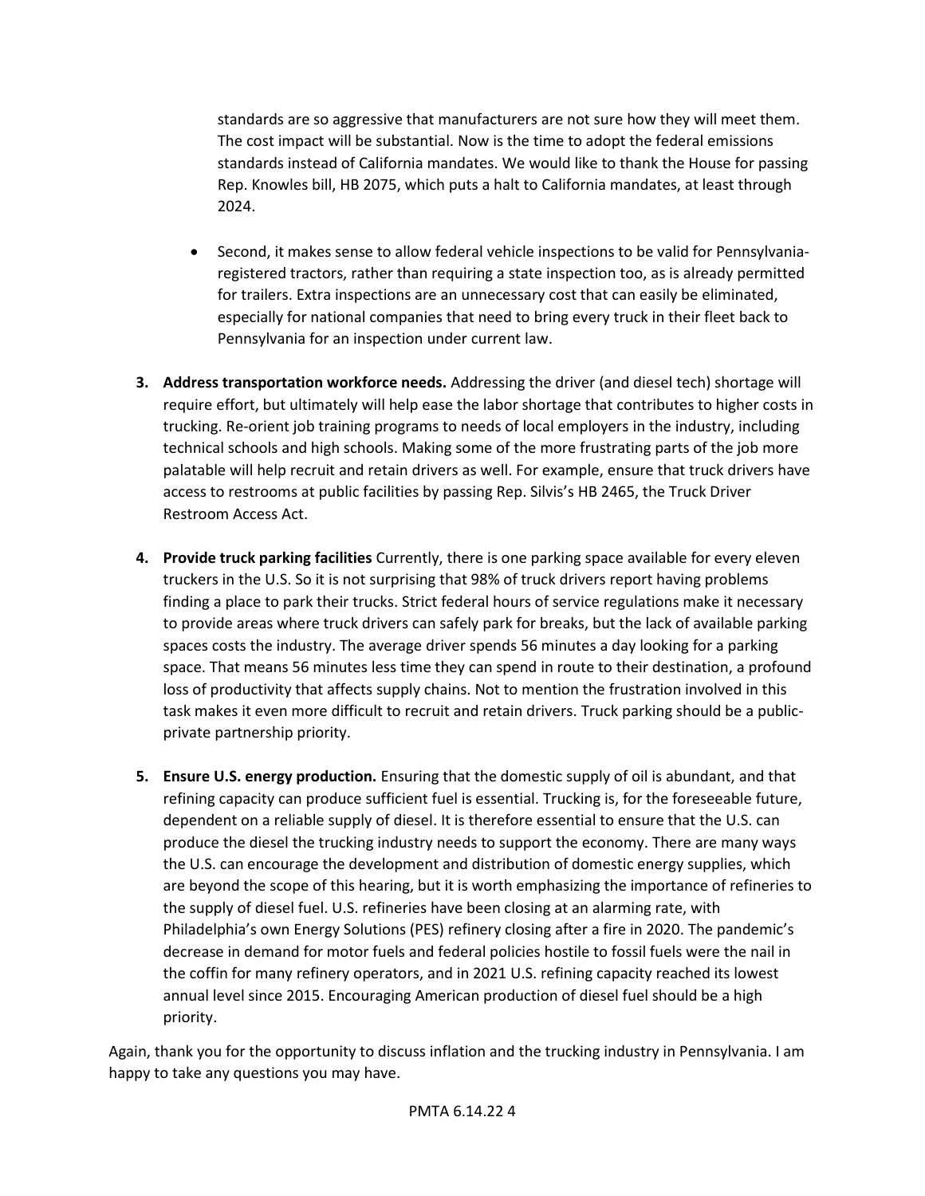standards are so aggressive that manufacturers are not sure how they will meet them. The cost impact will be substantial. Now is the time to adopt the federal emissions standards instead of California mandates. We would like to thank the House for passing Rep. Knowles bill, HB 2075, which puts a halt to California mandates, at least through 2024.

- Second, it makes sense to allow federal vehicle inspections to be valid for Pennsylvania-registered tractors, rather than requiring a state inspection too, as is already permitted for trailers. Extra inspections are an unnecessary cost that can easily be eliminated, especially for national companies that need to bring every truck in their fleet back to Pennsylvania for an inspection under current law.

3. **Address transportation workforce needs.** Addressing the driver (and diesel tech) shortage will require effort, but ultimately will help ease the labor shortage that contributes to higher costs in trucking. Re-orient job training programs to needs of local employers in the industry, including technical schools and high schools. Making some of the more frustrating parts of the job more palatable will help recruit and retain drivers as well. For example, ensure that truck drivers have access to restrooms at public facilities by passing Rep. Silvis's HB 2465, the Truck Driver Restroom Access Act.

4. **Provide truck parking facilities** Currently, there is one parking space available for every eleven truckers in the U.S. So it is not surprising that 98% of truck drivers report having problems finding a place to park their trucks. Strict federal hours of service regulations make it necessary to provide areas where truck drivers can safely park for breaks, but the lack of available parking spaces costs the industry. The average driver spends 56 minutes a day looking for a parking space. That means 56 minutes less time they can spend in route to their destination, a profound loss of productivity that affects supply chains. Not to mention the frustration involved in this task makes it even more difficult to recruit and retain drivers. Truck parking should be a public-private partnership priority.

5. **Ensure U.S. energy production.** Ensuring that the domestic supply of oil is abundant, and that refining capacity can produce sufficient fuel is essential. Trucking is, for the foreseeable future, dependent on a reliable supply of diesel. It is therefore essential to ensure that the U.S. can produce the diesel the trucking industry needs to support the economy. There are many ways the U.S. can encourage the development and distribution of domestic energy supplies, which are beyond the scope of this hearing, but it is worth emphasizing the importance of refineries to the supply of diesel fuel. U.S. refineries have been closing at an alarming rate, with Philadelphia's own Energy Solutions (PES) refinery closing after a fire in 2020. The pandemic's decrease in demand for motor fuels and federal policies hostile to fossil fuels were the nail in the coffin for many refinery operators, and in 2021 U.S. refining capacity reached its lowest annual level since 2015. Encouraging American production of diesel fuel should be a high priority.

Again, thank you for the opportunity to discuss inflation and the trucking industry in Pennsylvania. I am happy to take any questions you may have.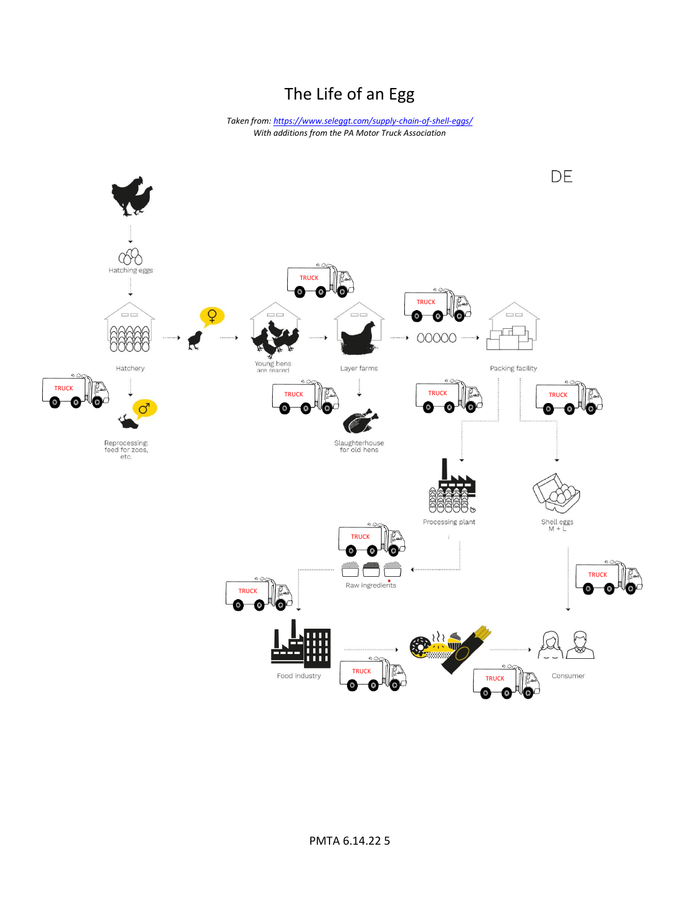# The Life of an Egg

*Taken from: [https://www.seleggt.com/supply-chain-of-shell-eggs/](https://www.seleggt.com/supply-chain-of-shell-eggs/)*
*With additions from the PA Motor Truck Association*

DE

Hatching eggs

Hatchery

Young hens are reared

Layer farms

Packing facility

Reprocessing: feed for zoos, etc.

Slaughterhouse for old hens

Processing plant

Shell eggs M + L

Raw ingredients

Food industry

Consumer

TRUCK

PMTA 6.14.22 5